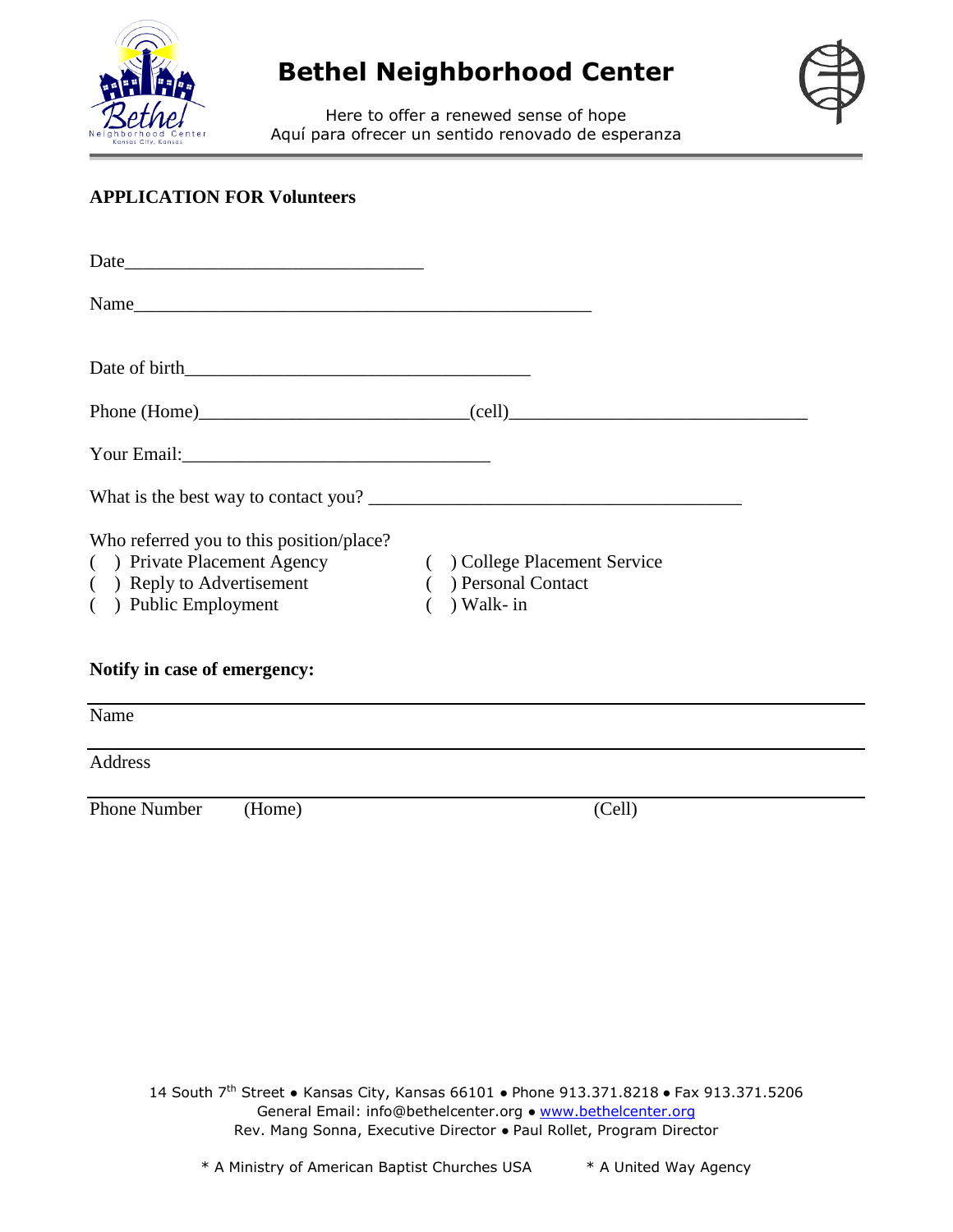# Bethel Neighborhood Center

Here to offer a renewed sense of hope
Aquí para ofrecer un sentido renovado de esperanza

**APPLICATION FOR Volunteers**

Date________________________________

Name__________________________________________________

Date of birth_____________________________________

Phone (Home)____________________________(cell)________________________________

Your Email:_________________________________

What is the best way to contact you? ________________________________________

Who referred you to this position/place?

( ) Private Placement Agency
( ) Reply to Advertisement
( ) Public Employment
( ) College Placement Service
( ) Personal Contact
( ) Walk- in

**Notify in case of emergency:**

Name

Address

Phone Number (Home) (Cell)

14 South 7th Street ● Kansas City, Kansas 66101 ● Phone 913.371.8218 ● Fax 913.371.5206
General Email: info@bethelcenter.org ● www.bethelcenter.org
Rev. Mang Sonna, Executive Director ● Paul Rollet, Program Director

* A Ministry of American Baptist Churches USA * A United Way Agency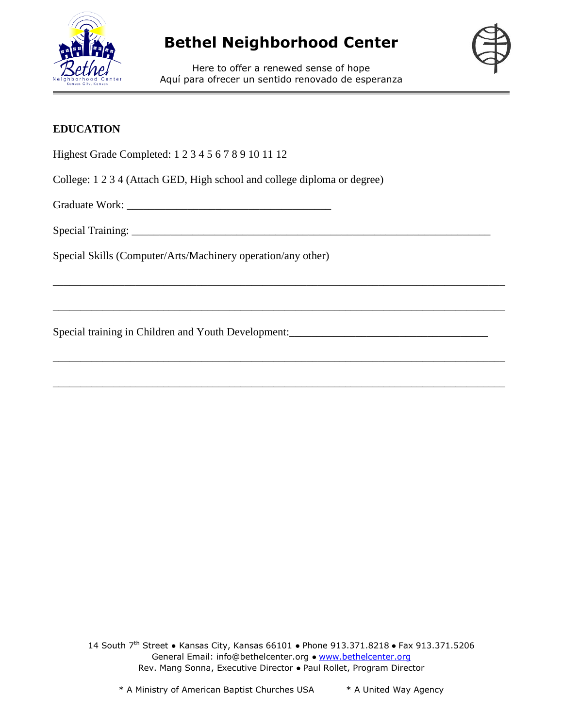## EDUCATION

Highest Grade Completed: 1 2 3 4 5 6 7 8 9 10 11 12

College: 1 2 3 4 (Attach GED, High school and college diploma or degree)

Graduate Work: ____________________________________

Special Training: ____________________________________________________________

Special Skills (Computer/Arts/Machinery operation/any other)

_______________________________________________________________________________

_______________________________________________________________________________

Special training in Children and Youth Development:___________________________________

_______________________________________________________________________________

_______________________________________________________________________________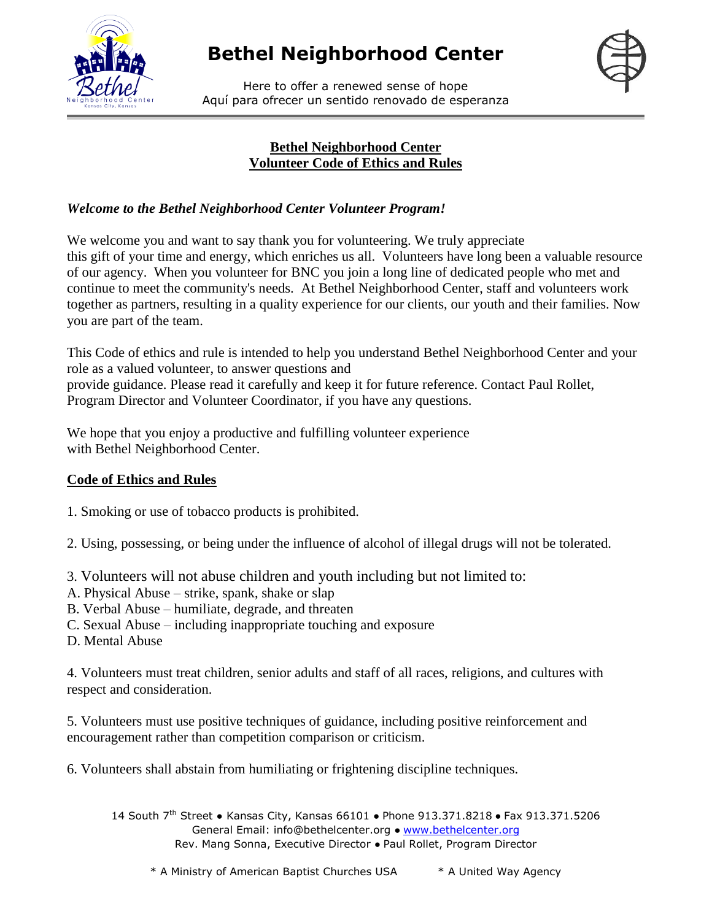# Bethel Neighborhood Center

Here to offer a renewed sense of hope
Aquí para ofrecer un sentido renovado de esperanza

## Bethel Neighborhood Center
## Volunteer Code of Ethics and Rules

***Welcome to the Bethel Neighborhood Center Volunteer Program!***

We welcome you and want to say thank you for volunteering. We truly appreciate this gift of your time and energy, which enriches us all. Volunteers have long been a valuable resource of our agency. When you volunteer for BNC you join a long line of dedicated people who met and continue to meet the community's needs. At Bethel Neighborhood Center, staff and volunteers work together as partners, resulting in a quality experience for our clients, our youth and their families. Now you are part of the team.

This Code of ethics and rule is intended to help you understand Bethel Neighborhood Center and your role as a valued volunteer, to answer questions and provide guidance. Please read it carefully and keep it for future reference. Contact Paul Rollet, Program Director and Volunteer Coordinator, if you have any questions.

We hope that you enjoy a productive and fulfilling volunteer experience with Bethel Neighborhood Center.

### Code of Ethics and Rules

1. Smoking or use of tobacco products is prohibited.

2. Using, possessing, or being under the influence of alcohol of illegal drugs will not be tolerated.

3. Volunteers will not abuse children and youth including but not limited to:
A. Physical Abuse – strike, spank, shake or slap
B. Verbal Abuse – humiliate, degrade, and threaten
C. Sexual Abuse – including inappropriate touching and exposure
D. Mental Abuse

4. Volunteers must treat children, senior adults and staff of all races, religions, and cultures with respect and consideration.

5. Volunteers must use positive techniques of guidance, including positive reinforcement and encouragement rather than competition comparison or criticism.

6. Volunteers shall abstain from humiliating or frightening discipline techniques.

14 South 7th Street • Kansas City, Kansas 66101 • Phone 913.371.8218 • Fax 913.371.5206
General Email: info@bethelcenter.org • www.bethelcenter.org
Rev. Mang Sonna, Executive Director • Paul Rollet, Program Director

* A Ministry of American Baptist Churches USA * A United Way Agency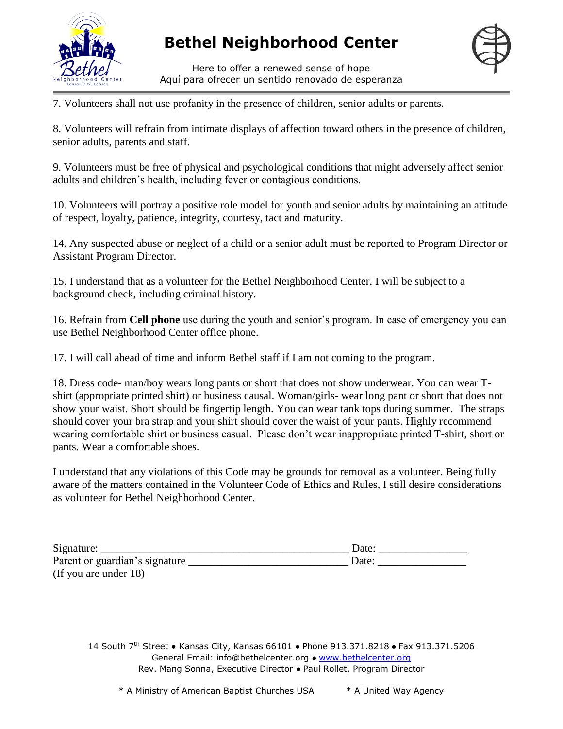# Bethel Neighborhood Center

Here to offer a renewed sense of hope
Aquí para ofrecer un sentido renovado de esperanza

7. Volunteers shall not use profanity in the presence of children, senior adults or parents.

8. Volunteers will refrain from intimate displays of affection toward others in the presence of children, senior adults, parents and staff.

9. Volunteers must be free of physical and psychological conditions that might adversely affect senior adults and children's health, including fever or contagious conditions.

10. Volunteers will portray a positive role model for youth and senior adults by maintaining an attitude of respect, loyalty, patience, integrity, courtesy, tact and maturity.

14. Any suspected abuse or neglect of a child or a senior adult must be reported to Program Director or Assistant Program Director.

15. I understand that as a volunteer for the Bethel Neighborhood Center, I will be subject to a background check, including criminal history.

16. Refrain from **Cell phone** use during the youth and senior's program. In case of emergency you can use Bethel Neighborhood Center office phone.

17. I will call ahead of time and inform Bethel staff if I am not coming to the program.

18. Dress code- man/boy wears long pants or short that does not show underwear. You can wear T-shirt (appropriate printed shirt) or business causal. Woman/girls- wear long pant or short that does not show your waist. Short should be fingertip length. You can wear tank tops during summer. The straps should cover your bra strap and your shirt should cover the waist of your pants. Highly recommend wearing comfortable shirt or business casual. Please don't wear inappropriate printed T-shirt, short or pants. Wear a comfortable shoes.

I understand that any violations of this Code may be grounds for removal as a volunteer. Being fully aware of the matters contained in the Volunteer Code of Ethics and Rules, I still desire considerations as volunteer for Bethel Neighborhood Center.

Signature: _____________________________________________ Date: ________________
Parent or guardian's signature ____________________________ Date: ________________
(If you are under 18)

14 South 7th Street ● Kansas City, Kansas 66101 ● Phone 913.371.8218 ● Fax 913.371.5206
General Email: info@bethelcenter.org ● www.bethelcenter.org
Rev. Mang Sonna, Executive Director ● Paul Rollet, Program Director

* A Ministry of American Baptist Churches USA     * A United Way Agency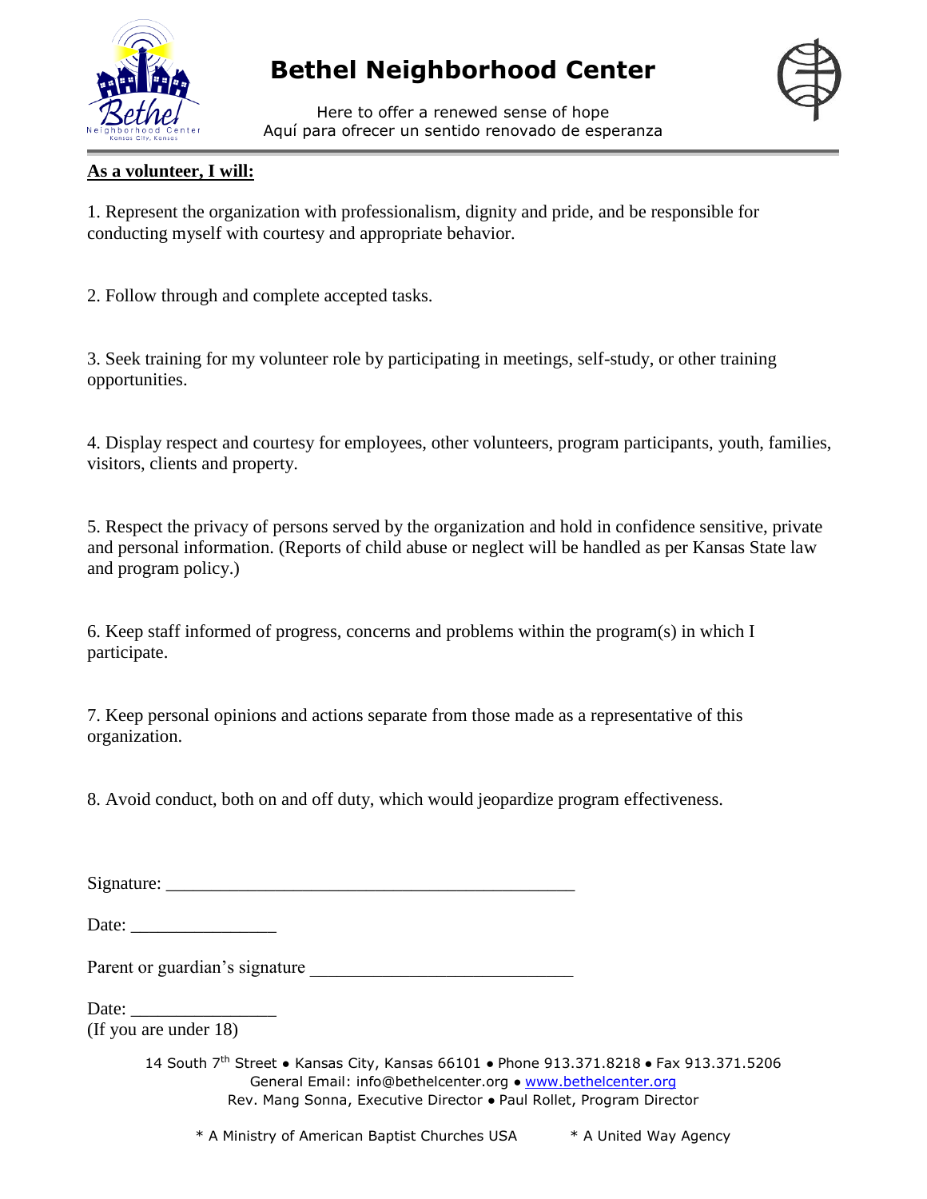# Bethel Neighborhood Center

Here to offer a renewed sense of hope
Aquí para ofrecer un sentido renovado de esperanza

**As a volunteer, I will:**

1. Represent the organization with professionalism, dignity and pride, and be responsible for conducting myself with courtesy and appropriate behavior.

2. Follow through and complete accepted tasks.

3. Seek training for my volunteer role by participating in meetings, self-study, or other training opportunities.

4. Display respect and courtesy for employees, other volunteers, program participants, youth, families, visitors, clients and property.

5. Respect the privacy of persons served by the organization and hold in confidence sensitive, private and personal information. (Reports of child abuse or neglect will be handled as per Kansas State law and program policy.)

6. Keep staff informed of progress, concerns and problems within the program(s) in which I participate.

7. Keep personal opinions and actions separate from those made as a representative of this organization.

8. Avoid conduct, both on and off duty, which would jeopardize program effectiveness.

Signature: ____________________________________________

Date: ________________

Parent or guardian's signature ____________________________

Date: ________________
(If you are under 18)

14 South 7th Street • Kansas City, Kansas 66101 • Phone 913.371.8218 • Fax 913.371.5206
General Email: info@bethelcenter.org • www.bethelcenter.org
Rev. Mang Sonna, Executive Director • Paul Rollet, Program Director

* A Ministry of American Baptist Churches USA * A United Way Agency